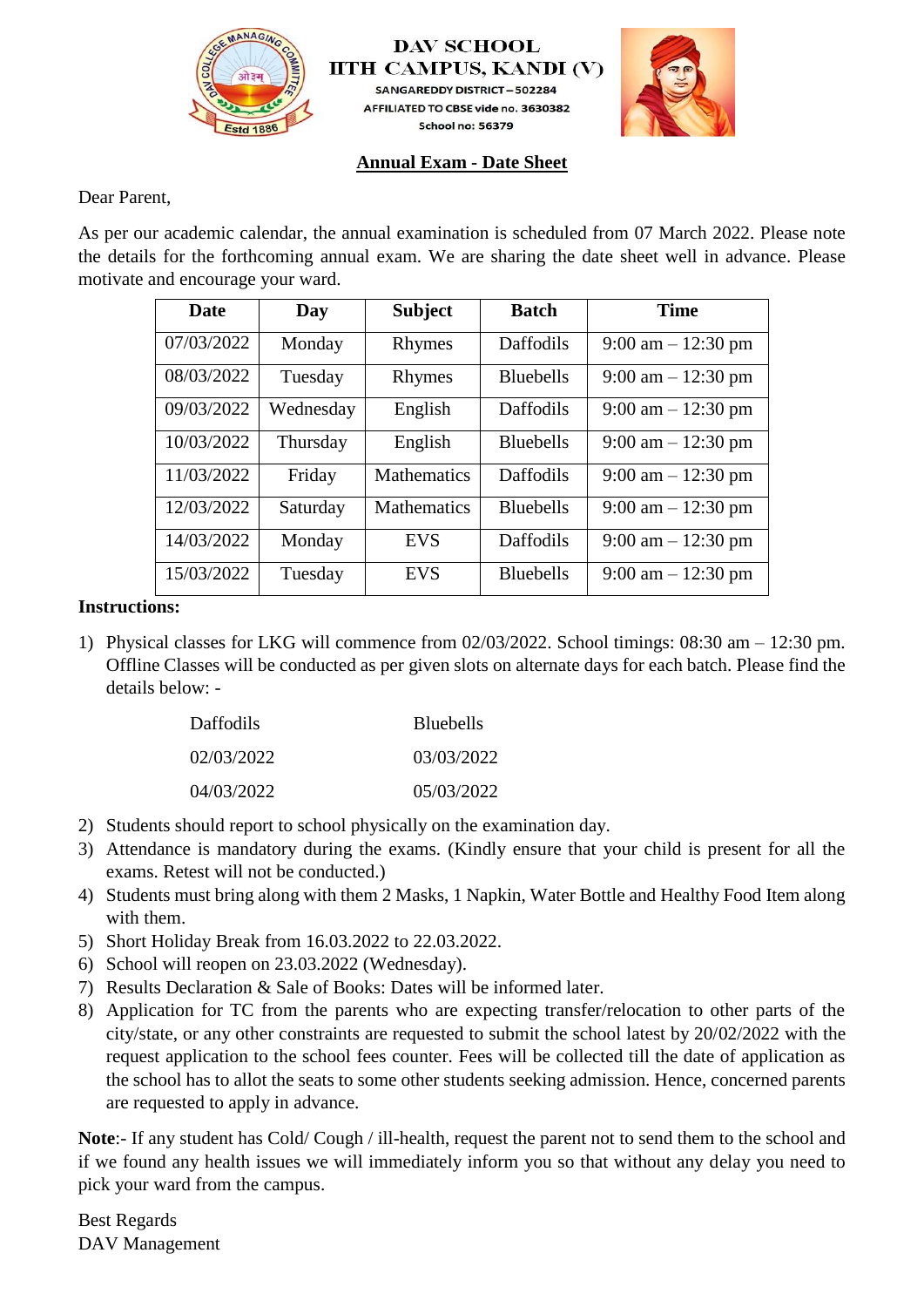# DAV SCHOOL
## IITH CAMPUS, KANDI (V)

SANGAREDDY DISTRICT – 502284
AFFILIATED TO CBSE vide no. 3630382
School no: 56379

### Annual Exam - Date Sheet

Dear Parent,

As per our academic calendar, the annual examination is scheduled from 07 March 2022. Please note the details for the forthcoming annual exam. We are sharing the date sheet well in advance. Please motivate and encourage your ward.

| Date | Day | Subject | Batch | Time |
|---|---|---|---|---|
| 07/03/2022 | Monday | Rhymes | Daffodils | 9:00 am – 12:30 pm |
| 08/03/2022 | Tuesday | Rhymes | Bluebells | 9:00 am – 12:30 pm |
| 09/03/2022 | Wednesday | English | Daffodils | 9:00 am – 12:30 pm |
| 10/03/2022 | Thursday | English | Bluebells | 9:00 am – 12:30 pm |
| 11/03/2022 | Friday | Mathematics | Daffodils | 9:00 am – 12:30 pm |
| 12/03/2022 | Saturday | Mathematics | Bluebells | 9:00 am – 12:30 pm |
| 14/03/2022 | Monday | EVS | Daffodils | 9:00 am – 12:30 pm |
| 15/03/2022 | Tuesday | EVS | Bluebells | 9:00 am – 12:30 pm |

**Instructions:**

1) Physical classes for LKG will commence from 02/03/2022. School timings: 08:30 am – 12:30 pm. Offline Classes will be conducted as per given slots on alternate days for each batch. Please find the details below: -

| Daffodils | Bluebells |
|---|---|
| 02/03/2022 | 03/03/2022 |
| 04/03/2022 | 05/03/2022 |

2) Students should report to school physically on the examination day.
3) Attendance is mandatory during the exams. (Kindly ensure that your child is present for all the exams. Retest will not be conducted.)
4) Students must bring along with them 2 Masks, 1 Napkin, Water Bottle and Healthy Food Item along with them.
5) Short Holiday Break from 16.03.2022 to 22.03.2022.
6) School will reopen on 23.03.2022 (Wednesday).
7) Results Declaration & Sale of Books: Dates will be informed later.
8) Application for TC from the parents who are expecting transfer/relocation to other parts of the city/state, or any other constraints are requested to submit the school latest by 20/02/2022 with the request application to the school fees counter. Fees will be collected till the date of application as the school has to allot the seats to some other students seeking admission. Hence, concerned parents are requested to apply in advance.

**Note**:- If any student has Cold/ Cough / ill-health, request the parent not to send them to the school and if we found any health issues we will immediately inform you so that without any delay you need to pick your ward from the campus.

Best Regards
DAV Management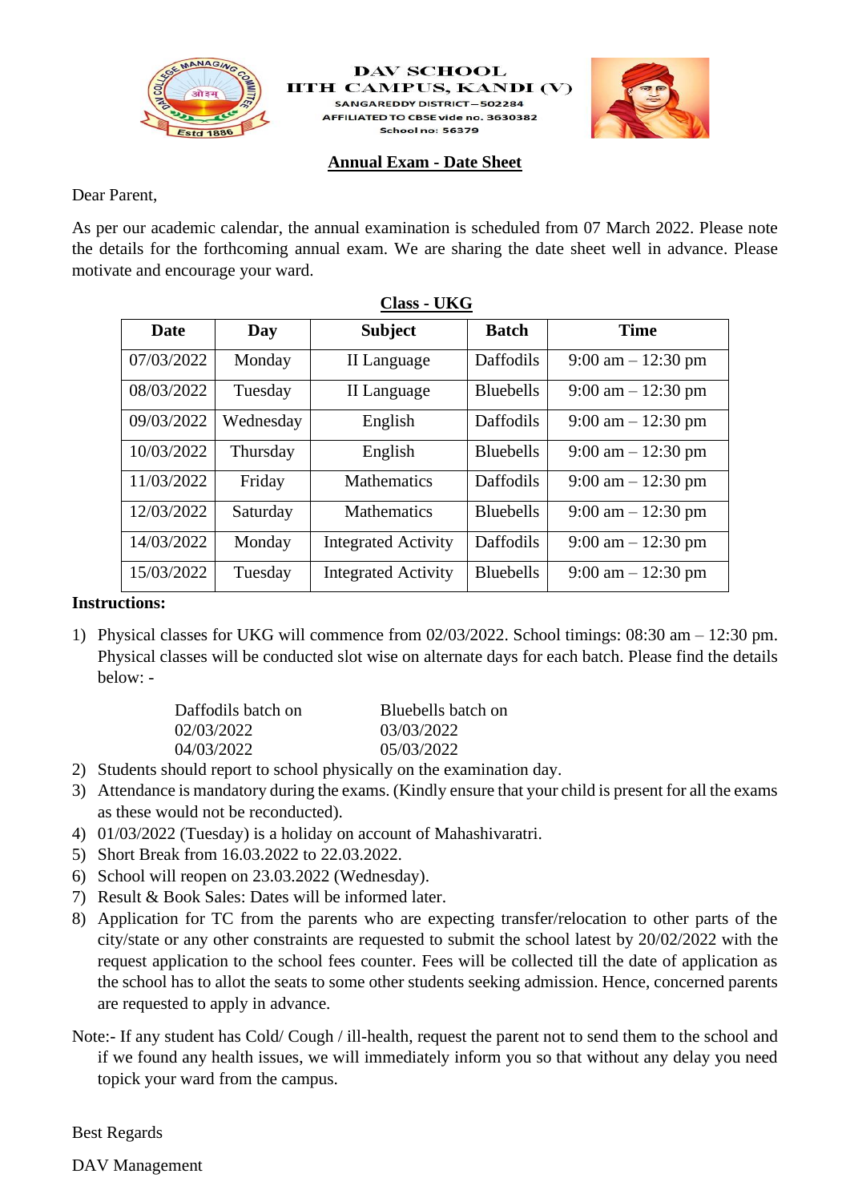**DAV SCHOOL**
**IITH CAMPUS, KANDI (V)**
SANGAREDDY DISTRICT – 502284
AFFILIATED TO CBSE vide no. 3630382
School no: 56379

## Annual Exam - Date Sheet

Dear Parent,

As per our academic calendar, the annual examination is scheduled from 07 March 2022. Please note the details for the forthcoming annual exam. We are sharing the date sheet well in advance. Please motivate and encourage your ward.

### Class - UKG

| Date | Day | Subject | Batch | Time |
|---|---|---|---|---|
| 07/03/2022 | Monday | II Language | Daffodils | 9:00 am – 12:30 pm |
| 08/03/2022 | Tuesday | II Language | Bluebells | 9:00 am – 12:30 pm |
| 09/03/2022 | Wednesday | English | Daffodils | 9:00 am – 12:30 pm |
| 10/03/2022 | Thursday | English | Bluebells | 9:00 am – 12:30 pm |
| 11/03/2022 | Friday | Mathematics | Daffodils | 9:00 am – 12:30 pm |
| 12/03/2022 | Saturday | Mathematics | Bluebells | 9:00 am – 12:30 pm |
| 14/03/2022 | Monday | Integrated Activity | Daffodils | 9:00 am – 12:30 pm |
| 15/03/2022 | Tuesday | Integrated Activity | Bluebells | 9:00 am – 12:30 pm |

**Instructions:**

1) Physical classes for UKG will commence from 02/03/2022. School timings: 08:30 am – 12:30 pm. Physical classes will be conducted slot wise on alternate days for each batch. Please find the details below: -

| Daffodils batch on | Bluebells batch on |
|---|---|
| 02/03/2022 | 03/03/2022 |
| 04/03/2022 | 05/03/2022 |

2) Students should report to school physically on the examination day.
3) Attendance is mandatory during the exams. (Kindly ensure that your child is present for all the exams as these would not be reconducted).
4) 01/03/2022 (Tuesday) is a holiday on account of Mahashivaratri.
5) Short Break from 16.03.2022 to 22.03.2022.
6) School will reopen on 23.03.2022 (Wednesday).
7) Result & Book Sales: Dates will be informed later.
8) Application for TC from the parents who are expecting transfer/relocation to other parts of the city/state or any other constraints are requested to submit the school latest by 20/02/2022 with the request application to the school fees counter. Fees will be collected till the date of application as the school has to allot the seats to some other students seeking admission. Hence, concerned parents are requested to apply in advance.

Note:- If any student has Cold/ Cough / ill-health, request the parent not to send them to the school and if we found any health issues, we will immediately inform you so that without any delay you need topick your ward from the campus.

Best Regards

DAV Management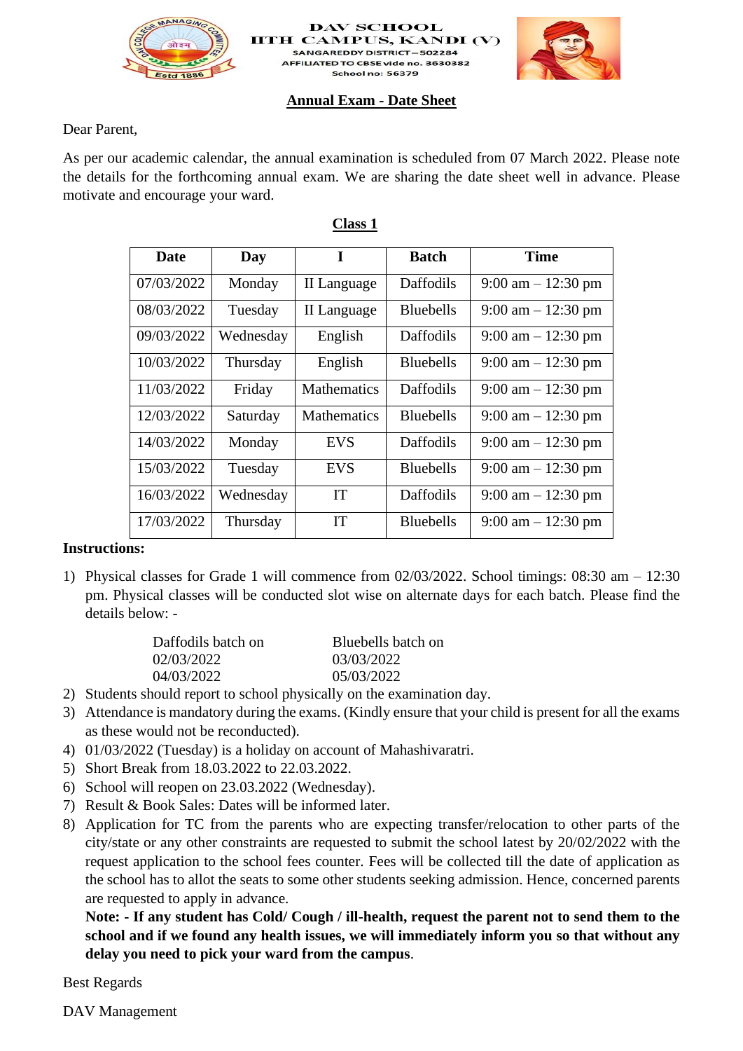DAV SCHOOL
IITH CAMPUS, KANDI (V)
SANGAREDDY DISTRICT – 502284
AFFILIATED TO CBSE vide no. 3630382
School no: 56379

## Annual Exam - Date Sheet

Dear Parent,

As per our academic calendar, the annual examination is scheduled from 07 March 2022. Please note the details for the forthcoming annual exam. We are sharing the date sheet well in advance. Please motivate and encourage your ward.

### Class 1

| Date | Day | I | Batch | Time |
|---|---|---|---|---|
| 07/03/2022 | Monday | II Language | Daffodils | 9:00 am – 12:30 pm |
| 08/03/2022 | Tuesday | II Language | Bluebells | 9:00 am – 12:30 pm |
| 09/03/2022 | Wednesday | English | Daffodils | 9:00 am – 12:30 pm |
| 10/03/2022 | Thursday | English | Bluebells | 9:00 am – 12:30 pm |
| 11/03/2022 | Friday | Mathematics | Daffodils | 9:00 am – 12:30 pm |
| 12/03/2022 | Saturday | Mathematics | Bluebells | 9:00 am – 12:30 pm |
| 14/03/2022 | Monday | EVS | Daffodils | 9:00 am – 12:30 pm |
| 15/03/2022 | Tuesday | EVS | Bluebells | 9:00 am – 12:30 pm |
| 16/03/2022 | Wednesday | IT | Daffodils | 9:00 am – 12:30 pm |
| 17/03/2022 | Thursday | IT | Bluebells | 9:00 am – 12:30 pm |

**Instructions:**

1) Physical classes for Grade 1 will commence from 02/03/2022. School timings: 08:30 am – 12:30 pm. Physical classes will be conducted slot wise on alternate days for each batch. Please find the details below: -

| Daffodils batch on | Bluebells batch on |
|---|---|
| 02/03/2022 | 03/03/2022 |
| 04/03/2022 | 05/03/2022 |

2) Students should report to school physically on the examination day.
3) Attendance is mandatory during the exams. (Kindly ensure that your child is present for all the exams as these would not be reconducted).
4) 01/03/2022 (Tuesday) is a holiday on account of Mahashivaratri.
5) Short Break from 18.03.2022 to 22.03.2022.
6) School will reopen on 23.03.2022 (Wednesday).
7) Result & Book Sales: Dates will be informed later.
8) Application for TC from the parents who are expecting transfer/relocation to other parts of the city/state or any other constraints are requested to submit the school latest by 20/02/2022 with the request application to the school fees counter. Fees will be collected till the date of application as the school has to allot the seats to some other students seeking admission. Hence, concerned parents are requested to apply in advance.

**Note: - If any student has Cold/ Cough / ill-health, request the parent not to send them to the school and if we found any health issues, we will immediately inform you so that without any delay you need to pick your ward from the campus**.

Best Regards

DAV Management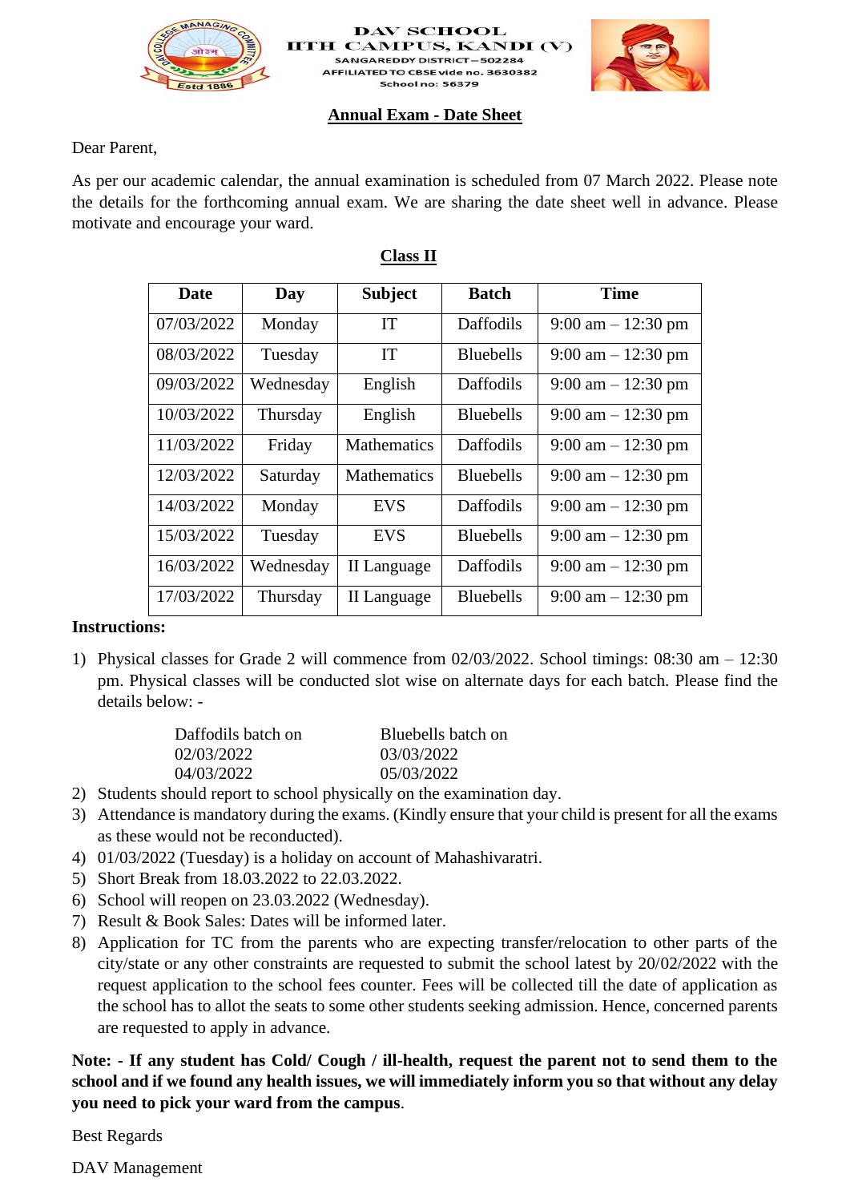**DAV SCHOOL**
**IITH CAMPUS, KANDI (V)**
SANGAREDDY DISTRICT – 502284
AFFILIATED TO CBSE vide no. 3630382
School no: 56379

## Annual Exam - Date Sheet

Dear Parent,

As per our academic calendar, the annual examination is scheduled from 07 March 2022. Please note the details for the forthcoming annual exam. We are sharing the date sheet well in advance. Please motivate and encourage your ward.

### Class II

| Date | Day | Subject | Batch | Time |
|---|---|---|---|---|
| 07/03/2022 | Monday | IT | Daffodils | 9:00 am – 12:30 pm |
| 08/03/2022 | Tuesday | IT | Bluebells | 9:00 am – 12:30 pm |
| 09/03/2022 | Wednesday | English | Daffodils | 9:00 am – 12:30 pm |
| 10/03/2022 | Thursday | English | Bluebells | 9:00 am – 12:30 pm |
| 11/03/2022 | Friday | Mathematics | Daffodils | 9:00 am – 12:30 pm |
| 12/03/2022 | Saturday | Mathematics | Bluebells | 9:00 am – 12:30 pm |
| 14/03/2022 | Monday | EVS | Daffodils | 9:00 am – 12:30 pm |
| 15/03/2022 | Tuesday | EVS | Bluebells | 9:00 am – 12:30 pm |
| 16/03/2022 | Wednesday | II Language | Daffodils | 9:00 am – 12:30 pm |
| 17/03/2022 | Thursday | II Language | Bluebells | 9:00 am – 12:30 pm |

**Instructions:**

1) Physical classes for Grade 2 will commence from 02/03/2022. School timings: 08:30 am – 12:30 pm. Physical classes will be conducted slot wise on alternate days for each batch. Please find the details below: -

| Daffodils batch on | Bluebells batch on |
|---|---|
| 02/03/2022 | 03/03/2022 |
| 04/03/2022 | 05/03/2022 |

2) Students should report to school physically on the examination day.
3) Attendance is mandatory during the exams. (Kindly ensure that your child is present for all the exams as these would not be reconducted).
4) 01/03/2022 (Tuesday) is a holiday on account of Mahashivaratri.
5) Short Break from 18.03.2022 to 22.03.2022.
6) School will reopen on 23.03.2022 (Wednesday).
7) Result & Book Sales: Dates will be informed later.
8) Application for TC from the parents who are expecting transfer/relocation to other parts of the city/state or any other constraints are requested to submit the school latest by 20/02/2022 with the request application to the school fees counter. Fees will be collected till the date of application as the school has to allot the seats to some other students seeking admission. Hence, concerned parents are requested to apply in advance.

**Note: - If any student has Cold/ Cough / ill-health, request the parent not to send them to the school and if we found any health issues, we will immediately inform you so that without any delay you need to pick your ward from the campus**.

Best Regards

DAV Management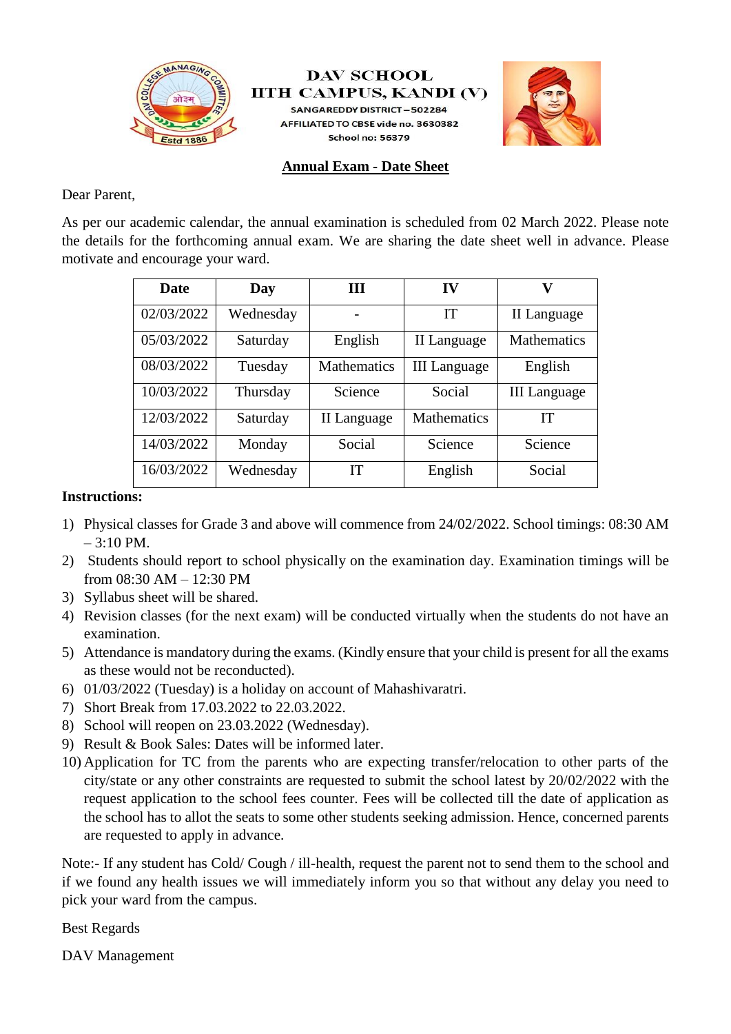**DAV SCHOOL**
**IITH CAMPUS, KANDI (V)**
SANGAREDDY DISTRICT – 502284
AFFILIATED TO CBSE vide no. 3630382
School no: 56379

## Annual Exam - Date Sheet

Dear Parent,

As per our academic calendar, the annual examination is scheduled from 02 March 2022. Please note the details for the forthcoming annual exam. We are sharing the date sheet well in advance. Please motivate and encourage your ward.

| Date | Day | III | IV | V |
|---|---|---|---|---|
| 02/03/2022 | Wednesday | - | IT | II Language |
| 05/03/2022 | Saturday | English | II Language | Mathematics |
| 08/03/2022 | Tuesday | Mathematics | III Language | English |
| 10/03/2022 | Thursday | Science | Social | III Language |
| 12/03/2022 | Saturday | II Language | Mathematics | IT |
| 14/03/2022 | Monday | Social | Science | Science |
| 16/03/2022 | Wednesday | IT | English | Social |

**Instructions:**

1) Physical classes for Grade 3 and above will commence from 24/02/2022. School timings: 08:30 AM – 3:10 PM.
2) Students should report to school physically on the examination day. Examination timings will be from 08:30 AM – 12:30 PM
3) Syllabus sheet will be shared.
4) Revision classes (for the next exam) will be conducted virtually when the students do not have an examination.
5) Attendance is mandatory during the exams. (Kindly ensure that your child is present for all the exams as these would not be reconducted).
6) 01/03/2022 (Tuesday) is a holiday on account of Mahashivaratri.
7) Short Break from 17.03.2022 to 22.03.2022.
8) School will reopen on 23.03.2022 (Wednesday).
9) Result & Book Sales: Dates will be informed later.
10) Application for TC from the parents who are expecting transfer/relocation to other parts of the city/state or any other constraints are requested to submit the school latest by 20/02/2022 with the request application to the school fees counter. Fees will be collected till the date of application as the school has to allot the seats to some other students seeking admission. Hence, concerned parents are requested to apply in advance.

Note:- If any student has Cold/ Cough / ill-health, request the parent not to send them to the school and if we found any health issues we will immediately inform you so that without any delay you need to pick your ward from the campus.

Best Regards

DAV Management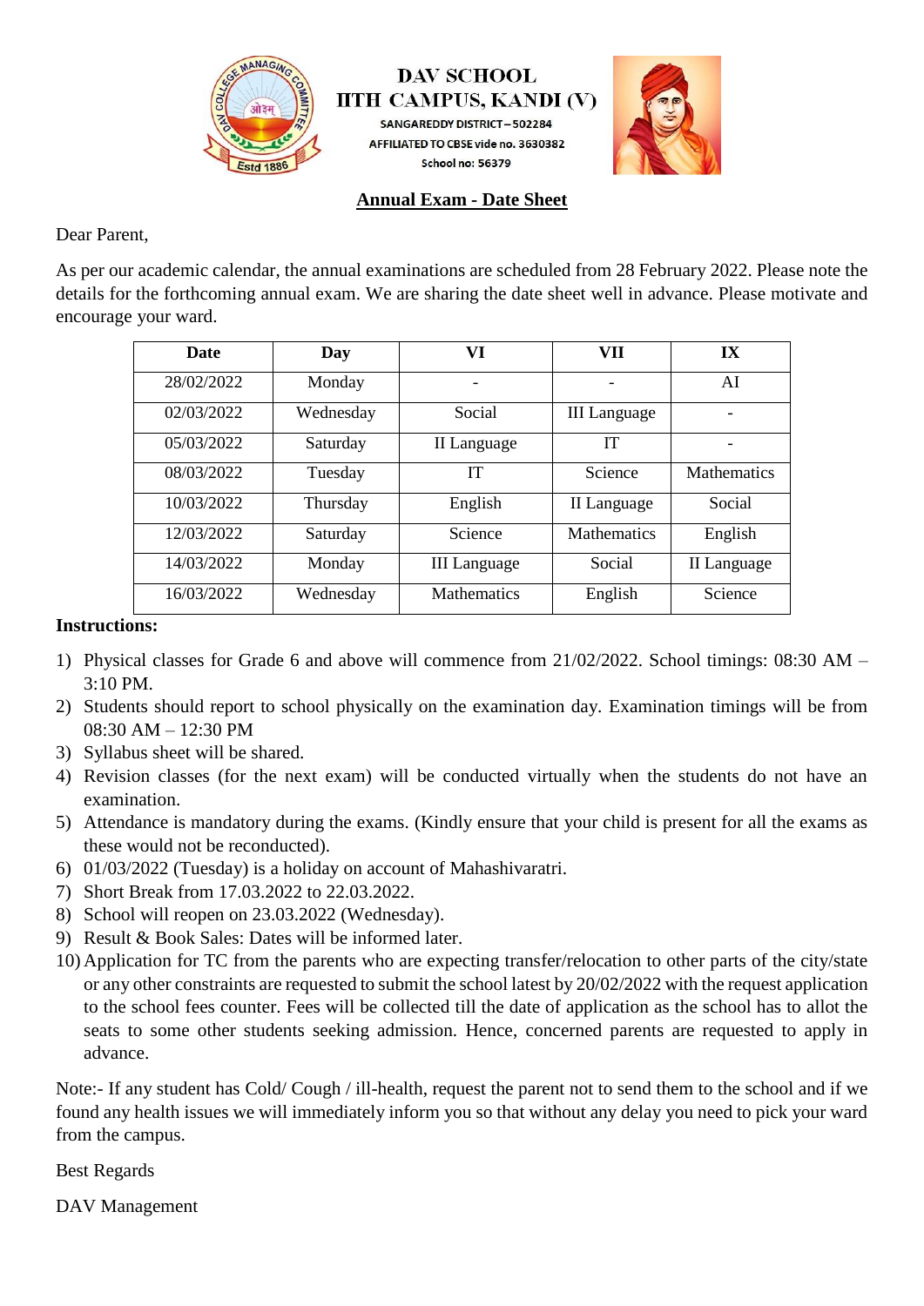DAV SCHOOL
IITH CAMPUS, KANDI (V)
SANGAREDDY DISTRICT – 502284
AFFILIATED TO CBSE vide no. 3630382
School no: 56379

## Annual Exam - Date Sheet

Dear Parent,

As per our academic calendar, the annual examinations are scheduled from 28 February 2022. Please note the details for the forthcoming annual exam. We are sharing the date sheet well in advance. Please motivate and encourage your ward.

| Date | Day | VI | VII | IX |
|---|---|---|---|---|
| 28/02/2022 | Monday | - | - | AI |
| 02/03/2022 | Wednesday | Social | III Language | - |
| 05/03/2022 | Saturday | II Language | IT | - |
| 08/03/2022 | Tuesday | IT | Science | Mathematics |
| 10/03/2022 | Thursday | English | II Language | Social |
| 12/03/2022 | Saturday | Science | Mathematics | English |
| 14/03/2022 | Monday | III Language | Social | II Language |
| 16/03/2022 | Wednesday | Mathematics | English | Science |

**Instructions:**

1) Physical classes for Grade 6 and above will commence from 21/02/2022. School timings: 08:30 AM – 3:10 PM.
2) Students should report to school physically on the examination day. Examination timings will be from 08:30 AM – 12:30 PM
3) Syllabus sheet will be shared.
4) Revision classes (for the next exam) will be conducted virtually when the students do not have an examination.
5) Attendance is mandatory during the exams. (Kindly ensure that your child is present for all the exams as these would not be reconducted).
6) 01/03/2022 (Tuesday) is a holiday on account of Mahashivaratri.
7) Short Break from 17.03.2022 to 22.03.2022.
8) School will reopen on 23.03.2022 (Wednesday).
9) Result & Book Sales: Dates will be informed later.
10) Application for TC from the parents who are expecting transfer/relocation to other parts of the city/state or any other constraints are requested to submit the school latest by 20/02/2022 with the request application to the school fees counter. Fees will be collected till the date of application as the school has to allot the seats to some other students seeking admission. Hence, concerned parents are requested to apply in advance.

Note:- If any student has Cold/ Cough / ill-health, request the parent not to send them to the school and if we found any health issues we will immediately inform you so that without any delay you need to pick your ward from the campus.

Best Regards

DAV Management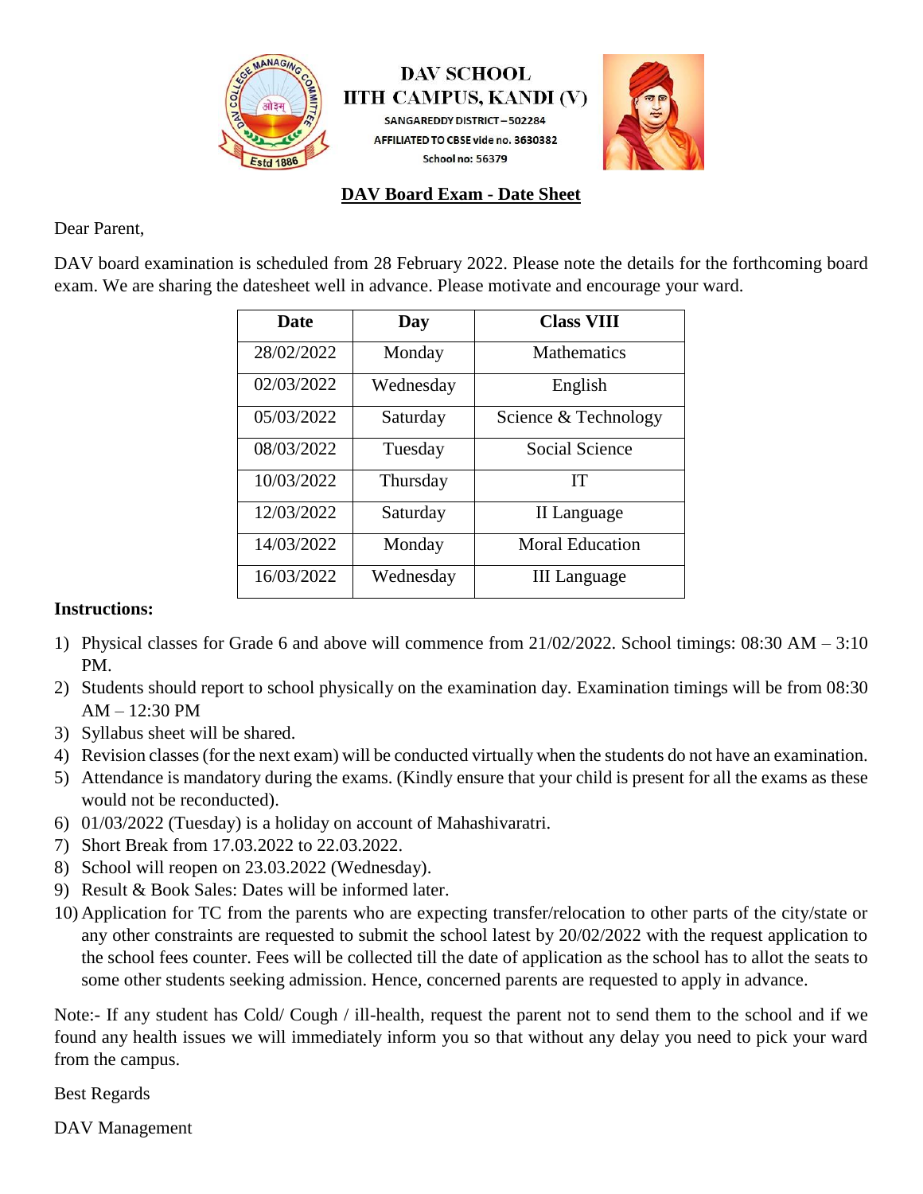# DAV SCHOOL
## IITH CAMPUS, KANDI (V)

SANGAREDDY DISTRICT – 502284

AFFILIATED TO CBSE vide no. 3630382

School no: 56379

## DAV Board Exam - Date Sheet

Dear Parent,

DAV board examination is scheduled from 28 February 2022. Please note the details for the forthcoming board exam. We are sharing the datesheet well in advance. Please motivate and encourage your ward.

| Date | Day | Class VIII |
|---|---|---|
| 28/02/2022 | Monday | Mathematics |
| 02/03/2022 | Wednesday | English |
| 05/03/2022 | Saturday | Science & Technology |
| 08/03/2022 | Tuesday | Social Science |
| 10/03/2022 | Thursday | IT |
| 12/03/2022 | Saturday | II Language |
| 14/03/2022 | Monday | Moral Education |
| 16/03/2022 | Wednesday | III Language |

**Instructions:**

1) Physical classes for Grade 6 and above will commence from 21/02/2022. School timings: 08:30 AM – 3:10 PM.
2) Students should report to school physically on the examination day. Examination timings will be from 08:30 AM – 12:30 PM
3) Syllabus sheet will be shared.
4) Revision classes (for the next exam) will be conducted virtually when the students do not have an examination.
5) Attendance is mandatory during the exams. (Kindly ensure that your child is present for all the exams as these would not be reconducted).
6) 01/03/2022 (Tuesday) is a holiday on account of Mahashivaratri.
7) Short Break from 17.03.2022 to 22.03.2022.
8) School will reopen on 23.03.2022 (Wednesday).
9) Result & Book Sales: Dates will be informed later.
10) Application for TC from the parents who are expecting transfer/relocation to other parts of the city/state or any other constraints are requested to submit the school latest by 20/02/2022 with the request application to the school fees counter. Fees will be collected till the date of application as the school has to allot the seats to some other students seeking admission. Hence, concerned parents are requested to apply in advance.

Note:- If any student has Cold/ Cough / ill-health, request the parent not to send them to the school and if we found any health issues we will immediately inform you so that without any delay you need to pick your ward from the campus.

Best Regards

DAV Management